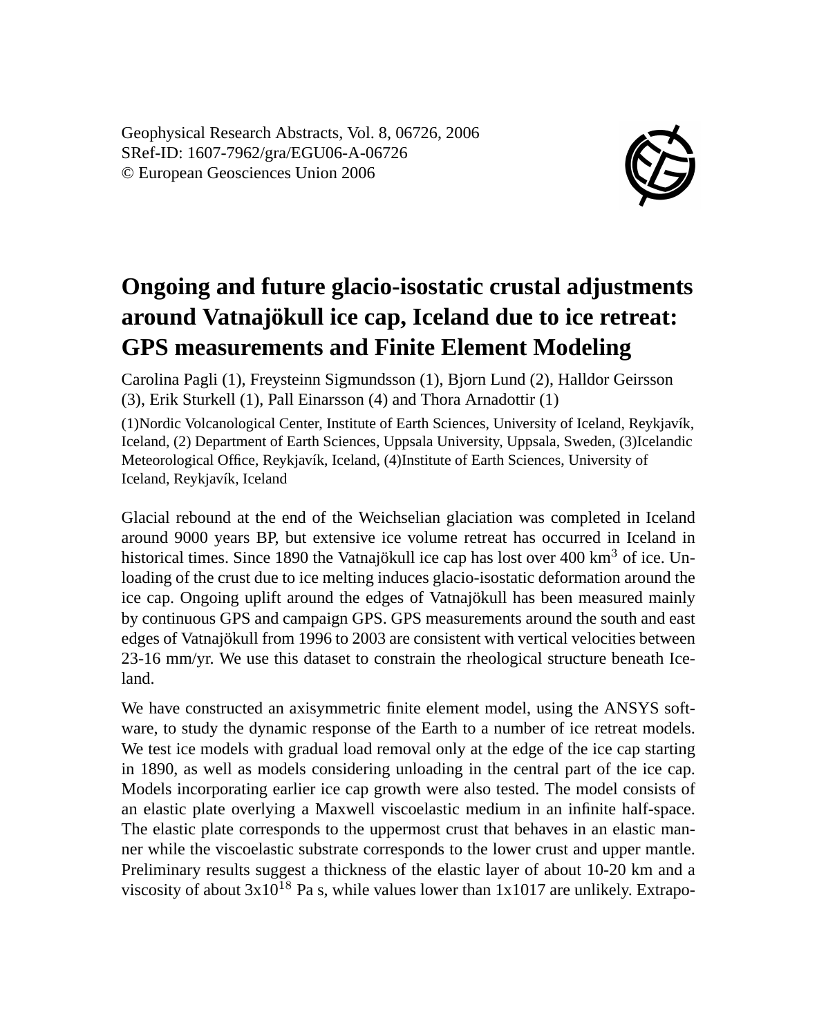Geophysical Research Abstracts, Vol. 8, 06726, 2006
SRef-ID: 1607-7962/gra/EGU06-A-06726
© European Geosciences Union 2006

# Ongoing and future glacio-isostatic crustal adjustments around Vatnajökull ice cap, Iceland due to ice retreat: GPS measurements and Finite Element Modeling

Carolina Pagli (1), Freysteinn Sigmundsson (1), Bjorn Lund (2), Halldor Geirsson (3), Erik Sturkell (1), Pall Einarsson (4) and Thora Arnadottir (1)

(1)Nordic Volcanological Center, Institute of Earth Sciences, University of Iceland, Reykjavík, Iceland, (2) Department of Earth Sciences, Uppsala University, Uppsala, Sweden, (3)Icelandic Meteorological Office, Reykjavík, Iceland, (4)Institute of Earth Sciences, University of Iceland, Reykjavík, Iceland

Glacial rebound at the end of the Weichselian glaciation was completed in Iceland around 9000 years BP, but extensive ice volume retreat has occurred in Iceland in historical times. Since 1890 the Vatnajökull ice cap has lost over 400 km$^3$ of ice. Unloading of the crust due to ice melting induces glacio-isostatic deformation around the ice cap. Ongoing uplift around the edges of Vatnajökull has been measured mainly by continuous GPS and campaign GPS. GPS measurements around the south and east edges of Vatnajökull from 1996 to 2003 are consistent with vertical velocities between 23-16 mm/yr. We use this dataset to constrain the rheological structure beneath Iceland.

We have constructed an axisymmetric finite element model, using the ANSYS software, to study the dynamic response of the Earth to a number of ice retreat models. We test ice models with gradual load removal only at the edge of the ice cap starting in 1890, as well as models considering unloading in the central part of the ice cap. Models incorporating earlier ice cap growth were also tested. The model consists of an elastic plate overlying a Maxwell viscoelastic medium in an infinite half-space. The elastic plate corresponds to the uppermost crust that behaves in an elastic manner while the viscoelastic substrate corresponds to the lower crust and upper mantle. Preliminary results suggest a thickness of the elastic layer of about 10-20 km and a viscosity of about $3\times10^{18}$ Pa s, while values lower than 1x1017 are unlikely. Extrapo-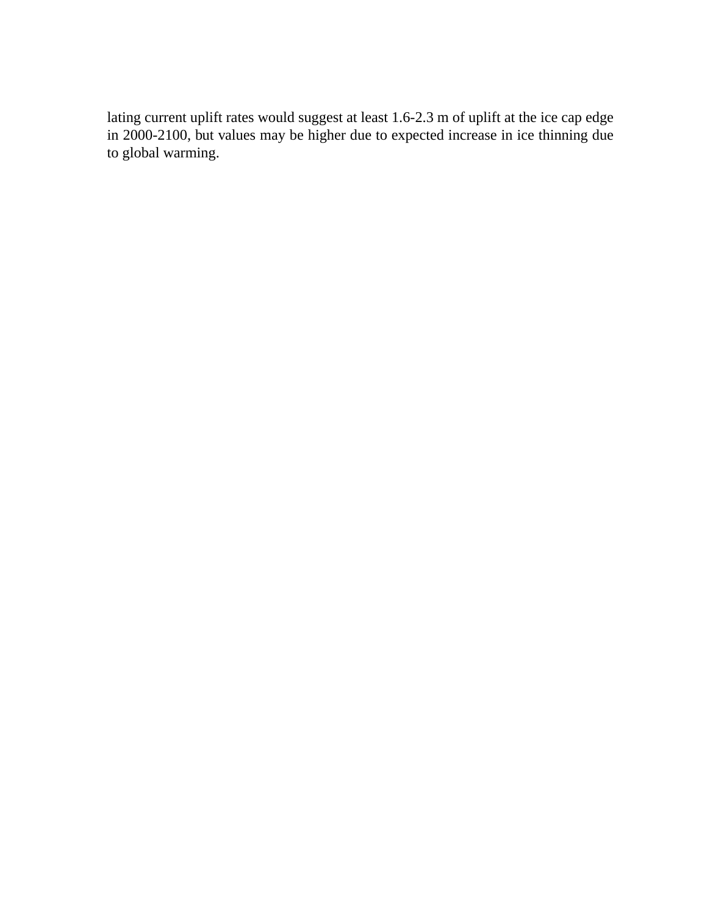lating current uplift rates would suggest at least 1.6-2.3 m of uplift at the ice cap edge in 2000-2100, but values may be higher due to expected increase in ice thinning due to global warming.